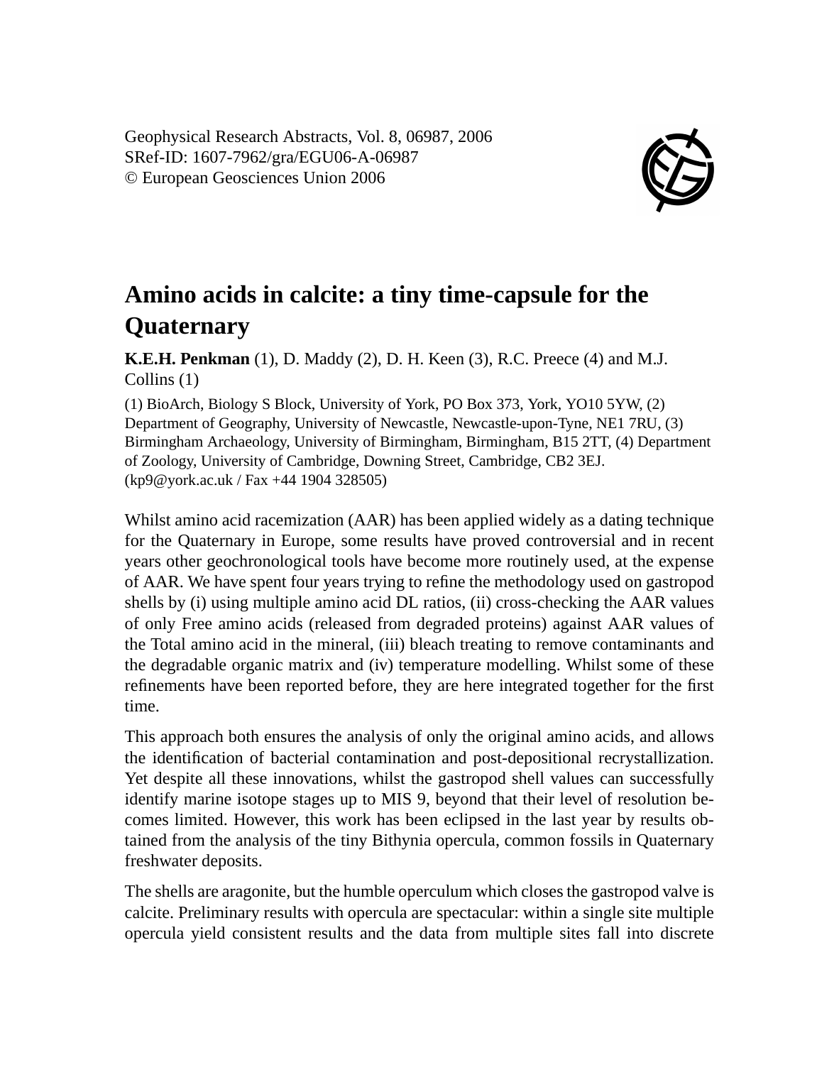Geophysical Research Abstracts, Vol. 8, 06987, 2006
SRef-ID: 1607-7962/gra/EGU06-A-06987
© European Geosciences Union 2006

# Amino acids in calcite: a tiny time-capsule for the Quaternary

**K.E.H. Penkman** (1), D. Maddy (2), D. H. Keen (3), R.C. Preece (4) and M.J. Collins (1)

(1) BioArch, Biology S Block, University of York, PO Box 373, York, YO10 5YW, (2) Department of Geography, University of Newcastle, Newcastle-upon-Tyne, NE1 7RU, (3) Birmingham Archaeology, University of Birmingham, Birmingham, B15 2TT, (4) Department of Zoology, University of Cambridge, Downing Street, Cambridge, CB2 3EJ. (kp9@york.ac.uk / Fax +44 1904 328505)

Whilst amino acid racemization (AAR) has been applied widely as a dating technique for the Quaternary in Europe, some results have proved controversial and in recent years other geochronological tools have become more routinely used, at the expense of AAR. We have spent four years trying to refine the methodology used on gastropod shells by (i) using multiple amino acid DL ratios, (ii) cross-checking the AAR values of only Free amino acids (released from degraded proteins) against AAR values of the Total amino acid in the mineral, (iii) bleach treating to remove contaminants and the degradable organic matrix and (iv) temperature modelling. Whilst some of these refinements have been reported before, they are here integrated together for the first time.

This approach both ensures the analysis of only the original amino acids, and allows the identification of bacterial contamination and post-depositional recrystallization. Yet despite all these innovations, whilst the gastropod shell values can successfully identify marine isotope stages up to MIS 9, beyond that their level of resolution becomes limited. However, this work has been eclipsed in the last year by results obtained from the analysis of the tiny Bithynia opercula, common fossils in Quaternary freshwater deposits.

The shells are aragonite, but the humble operculum which closes the gastropod valve is calcite. Preliminary results with opercula are spectacular: within a single site multiple opercula yield consistent results and the data from multiple sites fall into discrete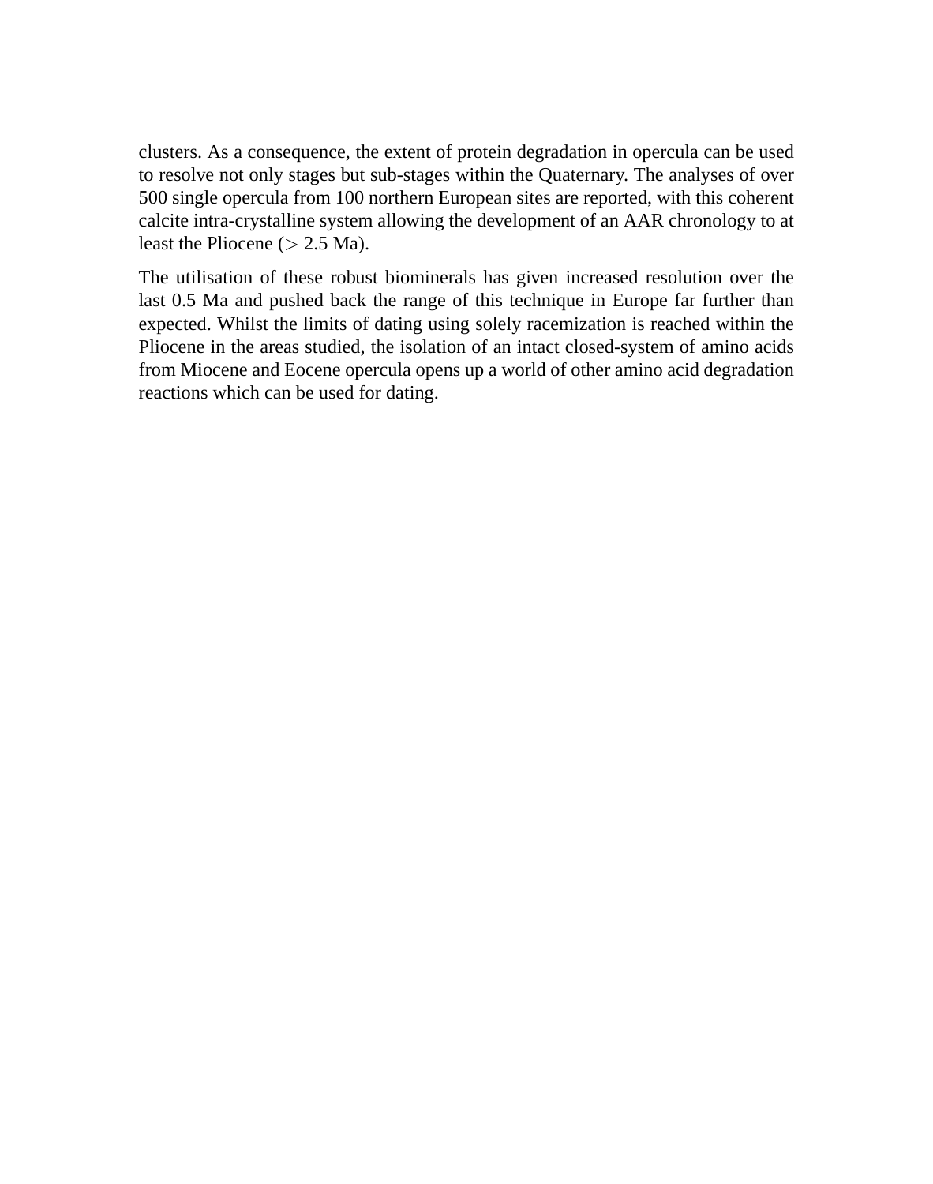clusters. As a consequence, the extent of protein degradation in opercula can be used to resolve not only stages but sub-stages within the Quaternary. The analyses of over 500 single opercula from 100 northern European sites are reported, with this coherent calcite intra-crystalline system allowing the development of an AAR chronology to at least the Pliocene ($>$ 2.5 Ma).

The utilisation of these robust biominerals has given increased resolution over the last 0.5 Ma and pushed back the range of this technique in Europe far further than expected. Whilst the limits of dating using solely racemization is reached within the Pliocene in the areas studied, the isolation of an intact closed-system of amino acids from Miocene and Eocene opercula opens up a world of other amino acid degradation reactions which can be used for dating.